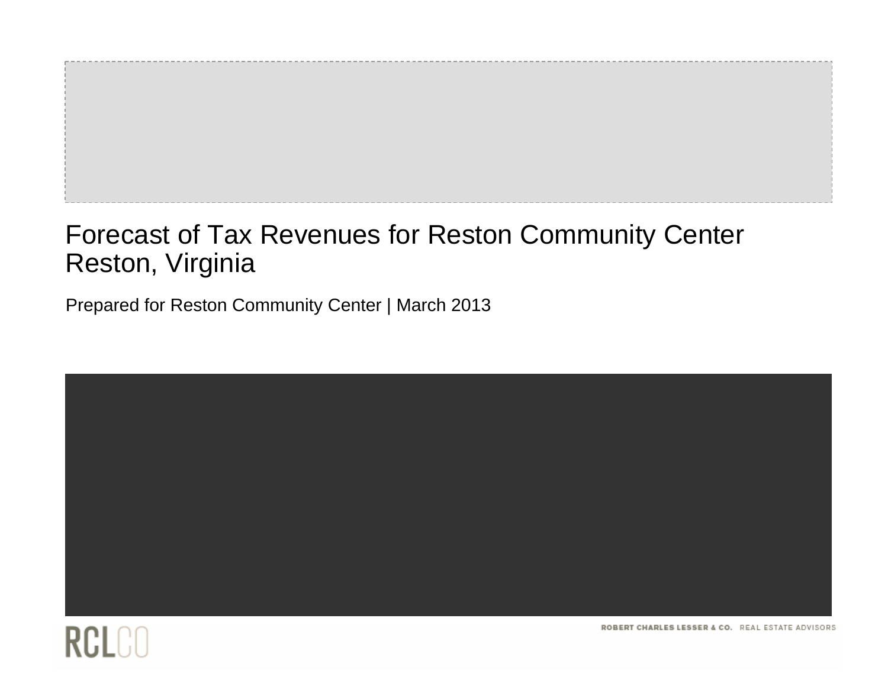# Forecast of Tax Revenues for Reston Community Center
# Reston, Virginia

Prepared for Reston Community Center | March 2013

RCLCO

ROBERT CHARLES LESSER & CO. REAL ESTATE ADVISORS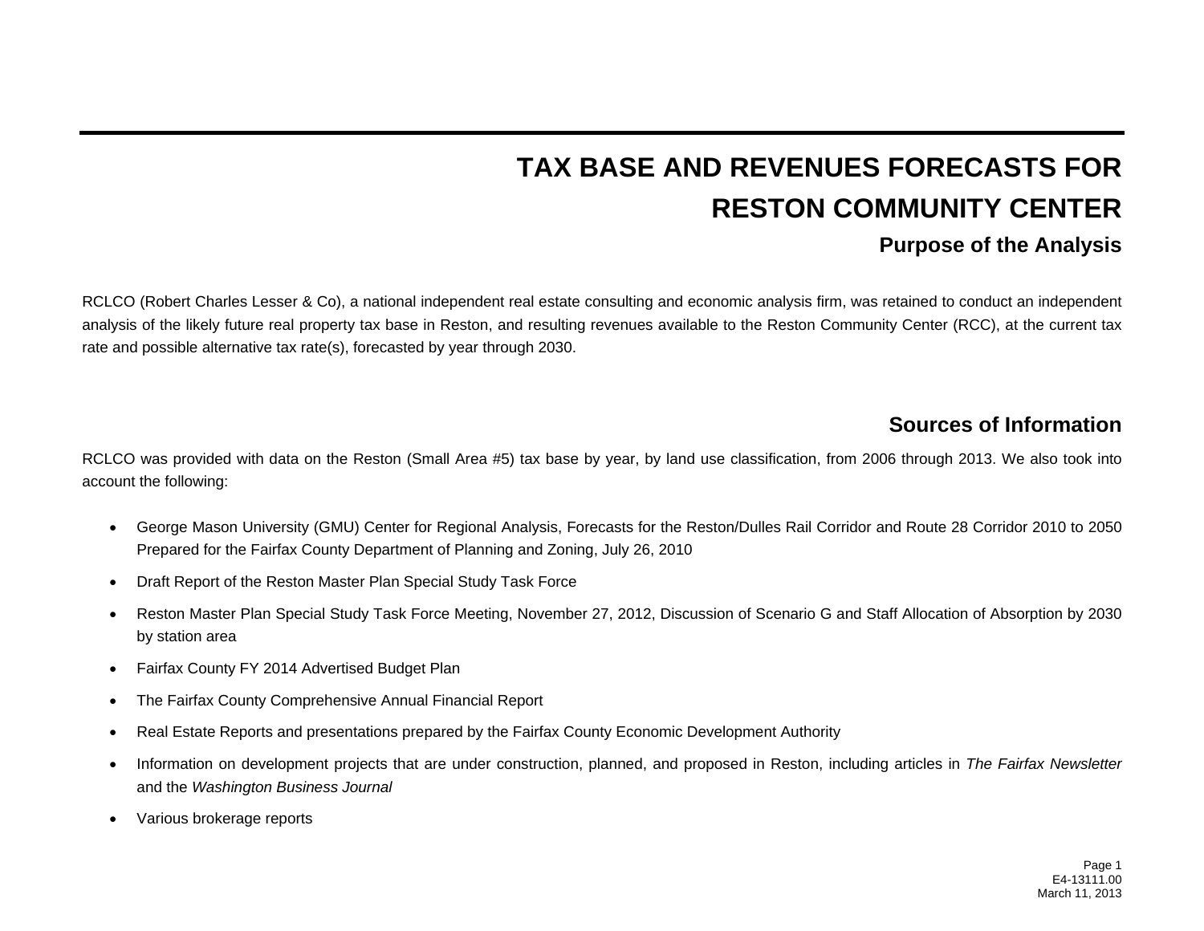# TAX BASE AND REVENUES FORECASTS FOR RESTON COMMUNITY CENTER

## Purpose of the Analysis

RCLCO (Robert Charles Lesser & Co), a national independent real estate consulting and economic analysis firm, was retained to conduct an independent analysis of the likely future real property tax base in Reston, and resulting revenues available to the Reston Community Center (RCC), at the current tax rate and possible alternative tax rate(s), forecasted by year through 2030.

## Sources of Information

RCLCO was provided with data on the Reston (Small Area #5) tax base by year, by land use classification, from 2006 through 2013. We also took into account the following:

- George Mason University (GMU) Center for Regional Analysis, Forecasts for the Reston/Dulles Rail Corridor and Route 28 Corridor 2010 to 2050 Prepared for the Fairfax County Department of Planning and Zoning, July 26, 2010
- Draft Report of the Reston Master Plan Special Study Task Force
- Reston Master Plan Special Study Task Force Meeting, November 27, 2012, Discussion of Scenario G and Staff Allocation of Absorption by 2030 by station area
- Fairfax County FY 2014 Advertised Budget Plan
- The Fairfax County Comprehensive Annual Financial Report
- Real Estate Reports and presentations prepared by the Fairfax County Economic Development Authority
- Information on development projects that are under construction, planned, and proposed in Reston, including articles in *The Fairfax Newsletter* and the *Washington Business Journal*
- Various brokerage reports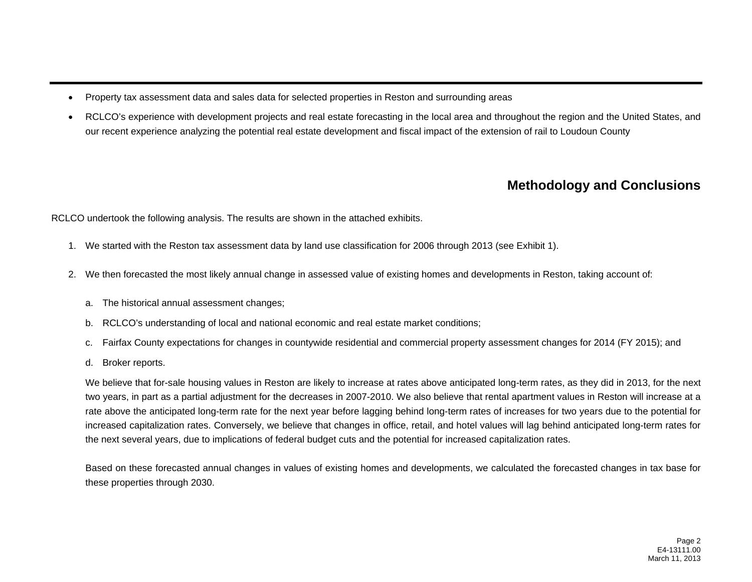- Property tax assessment data and sales data for selected properties in Reston and surrounding areas
- RCLCO's experience with development projects and real estate forecasting in the local area and throughout the region and the United States, and our recent experience analyzing the potential real estate development and fiscal impact of the extension of rail to Loudoun County

## Methodology and Conclusions

RCLCO undertook the following analysis. The results are shown in the attached exhibits.

1. We started with the Reston tax assessment data by land use classification for 2006 through 2013 (see Exhibit 1).

2. We then forecasted the most likely annual change in assessed value of existing homes and developments in Reston, taking account of:

   a. The historical annual assessment changes;

   b. RCLCO's understanding of local and national economic and real estate market conditions;

   c. Fairfax County expectations for changes in countywide residential and commercial property assessment changes for 2014 (FY 2015); and

   d. Broker reports.

   We believe that for-sale housing values in Reston are likely to increase at rates above anticipated long-term rates, as they did in 2013, for the next two years, in part as a partial adjustment for the decreases in 2007-2010. We also believe that rental apartment values in Reston will increase at a rate above the anticipated long-term rate for the next year before lagging behind long-term rates of increases for two years due to the potential for increased capitalization rates. Conversely, we believe that changes in office, retail, and hotel values will lag behind anticipated long-term rates for the next several years, due to implications of federal budget cuts and the potential for increased capitalization rates.

   Based on these forecasted annual changes in values of existing homes and developments, we calculated the forecasted changes in tax base for these properties through 2030.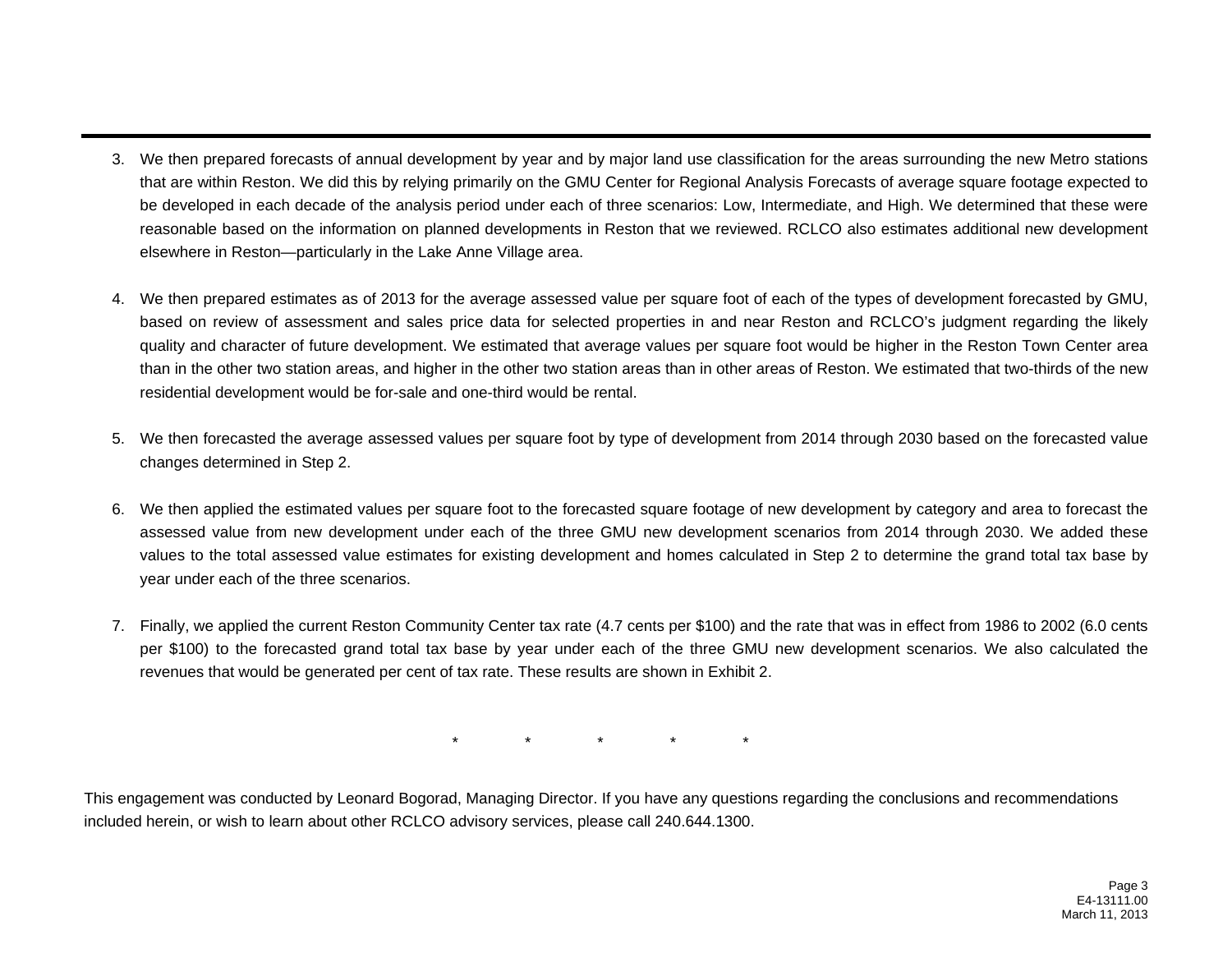3. We then prepared forecasts of annual development by year and by major land use classification for the areas surrounding the new Metro stations that are within Reston. We did this by relying primarily on the GMU Center for Regional Analysis Forecasts of average square footage expected to be developed in each decade of the analysis period under each of three scenarios: Low, Intermediate, and High. We determined that these were reasonable based on the information on planned developments in Reston that we reviewed. RCLCO also estimates additional new development elsewhere in Reston—particularly in the Lake Anne Village area.

4. We then prepared estimates as of 2013 for the average assessed value per square foot of each of the types of development forecasted by GMU, based on review of assessment and sales price data for selected properties in and near Reston and RCLCO's judgment regarding the likely quality and character of future development. We estimated that average values per square foot would be higher in the Reston Town Center area than in the other two station areas, and higher in the other two station areas than in other areas of Reston. We estimated that two-thirds of the new residential development would be for-sale and one-third would be rental.

5. We then forecasted the average assessed values per square foot by type of development from 2014 through 2030 based on the forecasted value changes determined in Step 2.

6. We then applied the estimated values per square foot to the forecasted square footage of new development by category and area to forecast the assessed value from new development under each of the three GMU new development scenarios from 2014 through 2030. We added these values to the total assessed value estimates for existing development and homes calculated in Step 2 to determine the grand total tax base by year under each of the three scenarios.

7. Finally, we applied the current Reston Community Center tax rate (4.7 cents per $100) and the rate that was in effect from 1986 to 2002 (6.0 cents per $100) to the forecasted grand total tax base by year under each of the three GMU new development scenarios. We also calculated the revenues that would be generated per cent of tax rate. These results are shown in Exhibit 2.

\* \* \* \* \*

This engagement was conducted by Leonard Bogorad, Managing Director. If you have any questions regarding the conclusions and recommendations included herein, or wish to learn about other RCLCO advisory services, please call 240.644.1300.

E4-13111.00
March 11, 2013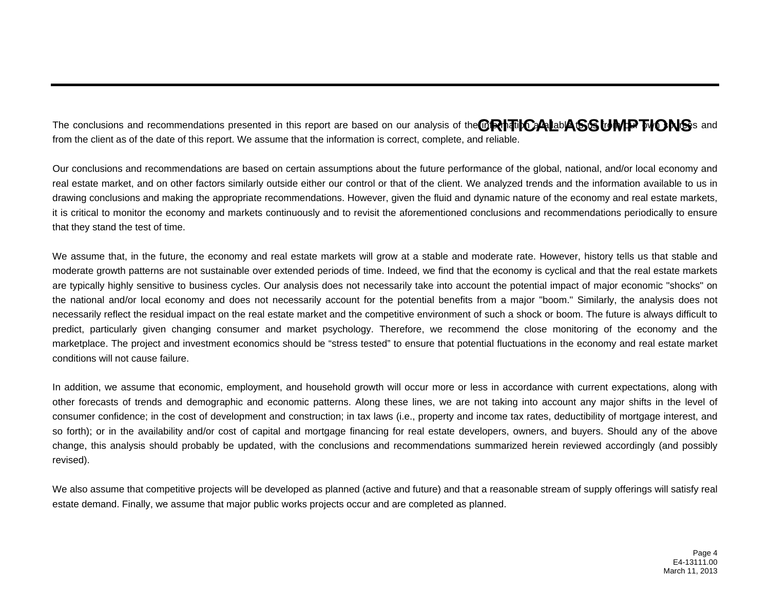# CRITICAL ASSUMPTIONS

The conclusions and recommendations presented in this report are based on our analysis of the information available to us from our own sources and from the client as of the date of this report. We assume that the information is correct, complete, and reliable.

Our conclusions and recommendations are based on certain assumptions about the future performance of the global, national, and/or local economy and real estate market, and on other factors similarly outside either our control or that of the client. We analyzed trends and the information available to us in drawing conclusions and making the appropriate recommendations. However, given the fluid and dynamic nature of the economy and real estate markets, it is critical to monitor the economy and markets continuously and to revisit the aforementioned conclusions and recommendations periodically to ensure that they stand the test of time.

We assume that, in the future, the economy and real estate markets will grow at a stable and moderate rate. However, history tells us that stable and moderate growth patterns are not sustainable over extended periods of time. Indeed, we find that the economy is cyclical and that the real estate markets are typically highly sensitive to business cycles. Our analysis does not necessarily take into account the potential impact of major economic "shocks" on the national and/or local economy and does not necessarily account for the potential benefits from a major "boom." Similarly, the analysis does not necessarily reflect the residual impact on the real estate market and the competitive environment of such a shock or boom. The future is always difficult to predict, particularly given changing consumer and market psychology. Therefore, we recommend the close monitoring of the economy and the marketplace. The project and investment economics should be “stress tested” to ensure that potential fluctuations in the economy and real estate market conditions will not cause failure.

In addition, we assume that economic, employment, and household growth will occur more or less in accordance with current expectations, along with other forecasts of trends and demographic and economic patterns. Along these lines, we are not taking into account any major shifts in the level of consumer confidence; in the cost of development and construction; in tax laws (i.e., property and income tax rates, deductibility of mortgage interest, and so forth); or in the availability and/or cost of capital and mortgage financing for real estate developers, owners, and buyers. Should any of the above change, this analysis should probably be updated, with the conclusions and recommendations summarized herein reviewed accordingly (and possibly revised).

We also assume that competitive projects will be developed as planned (active and future) and that a reasonable stream of supply offerings will satisfy real estate demand. Finally, we assume that major public works projects occur and are completed as planned.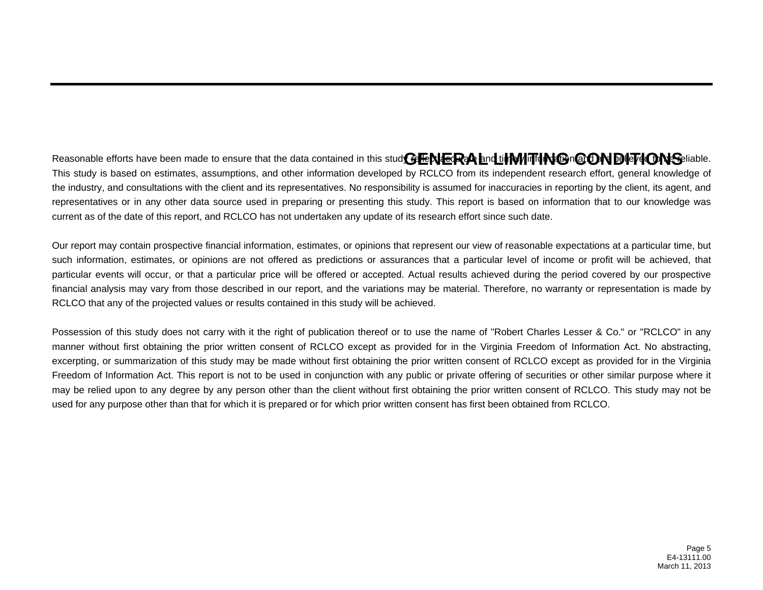# GENERAL LIMITING CONDITIONS

Reasonable efforts have been made to ensure that the data contained in this study reflect accurate and timely information and are believed to be reliable. This study is based on estimates, assumptions, and other information developed by RCLCO from its independent research effort, general knowledge of the industry, and consultations with the client and its representatives. No responsibility is assumed for inaccuracies in reporting by the client, its agent, and representatives or in any other data source used in preparing or presenting this study. This report is based on information that to our knowledge was current as of the date of this report, and RCLCO has not undertaken any update of its research effort since such date.

Our report may contain prospective financial information, estimates, or opinions that represent our view of reasonable expectations at a particular time, but such information, estimates, or opinions are not offered as predictions or assurances that a particular level of income or profit will be achieved, that particular events will occur, or that a particular price will be offered or accepted. Actual results achieved during the period covered by our prospective financial analysis may vary from those described in our report, and the variations may be material. Therefore, no warranty or representation is made by RCLCO that any of the projected values or results contained in this study will be achieved.

Possession of this study does not carry with it the right of publication thereof or to use the name of "Robert Charles Lesser & Co." or "RCLCO" in any manner without first obtaining the prior written consent of RCLCO except as provided for in the Virginia Freedom of Information Act. No abstracting, excerpting, or summarization of this study may be made without first obtaining the prior written consent of RCLCO except as provided for in the Virginia Freedom of Information Act. This report is not to be used in conjunction with any public or private offering of securities or other similar purpose where it may be relied upon to any degree by any person other than the client without first obtaining the prior written consent of RCLCO. This study may not be used for any purpose other than that for which it is prepared or for which prior written consent has first been obtained from RCLCO.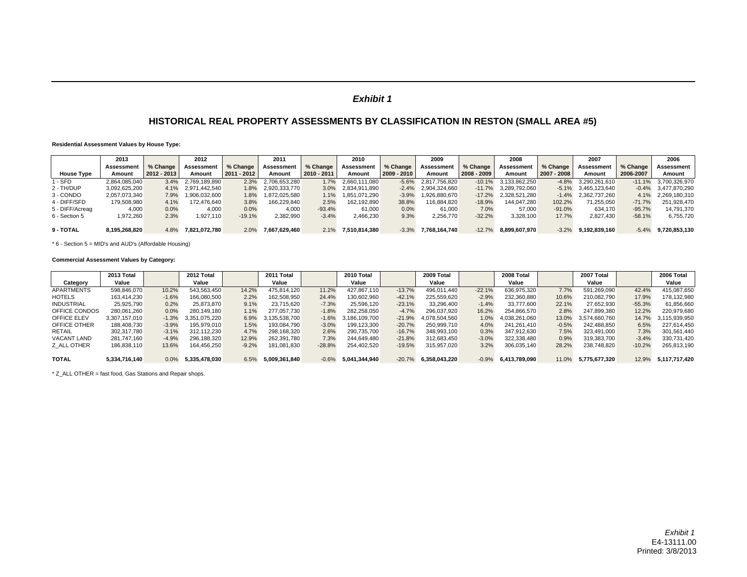*Exhibit 1*

## HISTORICAL REAL PROPERTY ASSESSMENTS BY CLASSIFICATION IN RESTON (SMALL AREA #5)

**Residential Assessment Values by House Type:**

| House Type | 2013 Assessment Amount | % Change 2012 - 2013 | 2012 Assessment Amount | % Change 2011 - 2012 | 2011 Assessment Amount | % Change 2010 - 2011 | 2010 Assessment Amount | % Change 2009 - 2010 | 2009 Assessment Amount | % Change 2008 - 2009 | 2008 Assessment Amount | % Change 2007 - 2008 | 2007 Assessment Amount | % Change 2006-2007 | 2006 Assessment Amount |
|---|---|---|---|---|---|---|---|---|---|---|---|---|---|---|---|
| 1 - SFD | 2,864,085,040 | 3.4% | 2,769,189,890 | 2.3% | 2,706,653,280 | 1.7% | 2,660,111,080 | -5.6% | 2,817,756,820 | -10.1% | 3,133,862,250 | -4.8% | 3,290,261,610 | -11.1% | 3,700,326,970 |
| 2 - TH/DUP | 3,092,625,200 | 4.1% | 2,971,442,540 | 1.8% | 2,920,333,770 | 3.0% | 2,834,911,890 | -2.4% | 2,904,324,660 | -11.7% | 3,289,792,060 | -5.1% | 3,465,123,640 | -0.4% | 3,477,870,290 |
| 3 - CONDO | 2,057,073,340 | 7.9% | 1,906,032,600 | 1.8% | 1,872,025,580 | 1.1% | 1,851,071,290 | -3.9% | 1,926,880,670 | -17.2% | 2,328,521,280 | -1.4% | 2,362,737,260 | 4.1% | 2,269,180,310 |
| 4 - DIFF/SFD | 179,508,980 | 4.1% | 172,476,640 | 3.8% | 166,229,840 | 2.5% | 162,192,890 | 38.8% | 116,884,820 | -18.9% | 144,047,280 | 102.2% | 71,255,050 | -71.7% | 251,928,470 |
| 5 - DIFF/Acreag | 4,000 | 0.0% | 4,000 | 0.0% | 4,000 | -93.4% | 61,000 | 0.0% | 61,000 | 7.0% | 57,000 | -91.0% | 634,170 | -95.7% | 14,791,370 |
| 6 - Section 5 | 1,972,260 | 2.3% | 1,927,110 | -19.1% | 2,382,990 | -3.4% | 2,466,230 | 9.3% | 2,256,770 | -32.2% | 3,328,100 | 17.7% | 2,827,430 | -58.1% | 6,755,720 |
| **9 - TOTAL** | **8,195,268,820** | 4.8% | **7,821,072,780** | 2.0% | **7,667,629,460** | 2.1% | **7,510,814,380** | -3.3% | **7,768,164,740** | -12.7% | **8,899,607,970** | -3.2% | **9,192,839,160** | -5.4% | **9,720,853,130** |

* 6 - Section 5 = MID's and AUD's (Affordable Housing)

**Commercial Assessment Values by Category:**

| Category | 2013 Total Value | | 2012 Total Value | | 2011 Total Value | | 2010 Total Value | | 2009 Total Value | | 2008 Total Value | | 2007 Total Value | | 2006 Total Value |
|---|---|---|---|---|---|---|---|---|---|---|---|---|---|---|---|
| APARTMENTS | 598,846,070 | 10.2% | 543,563,450 | 14.2% | 475,814,120 | 11.2% | 427,867,110 | -13.7% | 496,011,440 | -22.1% | 636,975,320 | 7.7% | 591,269,090 | 42.4% | 415,087,650 |
| HOTELS | 163,414,230 | -1.6% | 166,080,500 | 2.2% | 162,508,950 | 24.4% | 130,602,960 | -42.1% | 225,559,620 | -2.9% | 232,360,880 | 10.6% | 210,082,790 | 17.9% | 178,132,980 |
| INDUSTRIAL | 25,925,790 | 0.2% | 25,873,870 | 9.1% | 23,715,620 | -7.3% | 25,596,120 | -23.1% | 33,296,400 | -1.4% | 33,777,600 | 22.1% | 27,652,930 | -55.3% | 61,856,660 |
| OFFICE CONDOS | 280,061,260 | 0.0% | 280,149,180 | 1.1% | 277,057,730 | -1.8% | 282,258,050 | -4.7% | 296,037,920 | 16.2% | 254,866,570 | 2.8% | 247,899,380 | 12.2% | 220,979,680 |
| OFFICE ELEV | 3,307,157,010 | -1.3% | 3,351,075,220 | 6.9% | 3,135,538,700 | -1.6% | 3,186,109,700 | -21.9% | 4,078,504,560 | 1.0% | 4,038,261,060 | 13.0% | 3,574,660,760 | 14.7% | 3,115,939,950 |
| OFFICE OTHER | 188,408,730 | -3.9% | 195,979,010 | 1.5% | 193,084,790 | -3.0% | 199,123,300 | -20.7% | 250,999,710 | 4.0% | 241,261,410 | -0.5% | 242,488,850 | 6.5% | 227,614,450 |
| RETAIL | 302,317,780 | -3.1% | 312,112,230 | 4.7% | 298,168,320 | 2.6% | 290,735,700 | -16.7% | 348,993,100 | 0.3% | 347,912,630 | 7.5% | 323,491,000 | 7.3% | 301,561,440 |
| VACANT LAND | 281,747,160 | -4.9% | 296,188,320 | 12.9% | 262,391,780 | 7.3% | 244,649,480 | -21.8% | 312,683,450 | -3.0% | 322,338,480 | 0.9% | 319,383,700 | -3.4% | 330,731,420 |
| Z_ALL OTHER | 186,838,110 | 13.6% | 164,456,250 | -9.2% | 181,081,830 | -28.8% | 254,402,520 | -19.5% | 315,957,020 | 3.2% | 306,035,140 | 28.2% | 238,748,820 | -10.2% | 265,813,190 |
| **TOTAL** | **5,334,716,140** | 0.0% | **5,335,478,030** | 6.5% | **5,009,361,840** | -0.6% | **5,041,344,940** | -20.7% | **6,358,043,220** | -0.9% | **6,413,789,090** | 11.0% | **5,775,677,320** | 12.9% | **5,117,717,420** |

* Z_ALL OTHER = fast food, Gas Stations and Repair shops.

*Exhibit 1*
E4-13111.00
Printed: 3/8/2013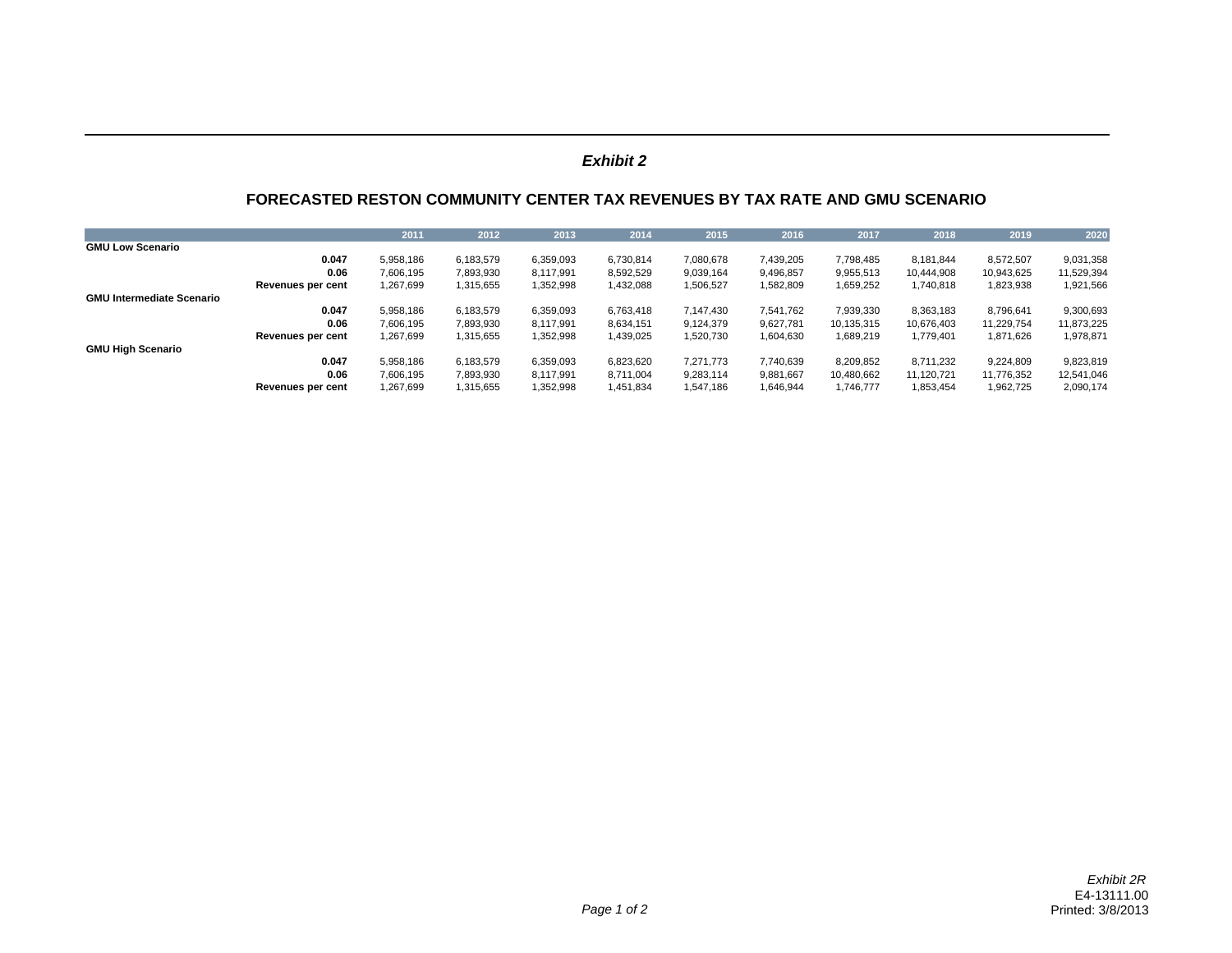*Exhibit 2*

## FORECASTED RESTON COMMUNITY CENTER TAX REVENUES BY TAX RATE AND GMU SCENARIO

| | | 2011 | 2012 | 2013 | 2014 | 2015 | 2016 | 2017 | 2018 | 2019 | 2020 |
|---|---|---|---|---|---|---|---|---|---|---|---|
| **GMU Low Scenario** | | | | | | | | | | | |
| | **0.047** | 5,958,186 | 6,183,579 | 6,359,093 | 6,730,814 | 7,080,678 | 7,439,205 | 7,798,485 | 8,181,844 | 8,572,507 | 9,031,358 |
| | **0.06** | 7,606,195 | 7,893,930 | 8,117,991 | 8,592,529 | 9,039,164 | 9,496,857 | 9,955,513 | 10,444,908 | 10,943,625 | 11,529,394 |
| | **Revenues per cent** | 1,267,699 | 1,315,655 | 1,352,998 | 1,432,088 | 1,506,527 | 1,582,809 | 1,659,252 | 1,740,818 | 1,823,938 | 1,921,566 |
| **GMU Intermediate Scenario** | | | | | | | | | | | |
| | **0.047** | 5,958,186 | 6,183,579 | 6,359,093 | 6,763,418 | 7,147,430 | 7,541,762 | 7,939,330 | 8,363,183 | 8,796,641 | 9,300,693 |
| | **0.06** | 7,606,195 | 7,893,930 | 8,117,991 | 8,634,151 | 9,124,379 | 9,627,781 | 10,135,315 | 10,676,403 | 11,229,754 | 11,873,225 |
| | **Revenues per cent** | 1,267,699 | 1,315,655 | 1,352,998 | 1,439,025 | 1,520,730 | 1,604,630 | 1,689,219 | 1,779,401 | 1,871,626 | 1,978,871 |
| **GMU High Scenario** | | | | | | | | | | | |
| | **0.047** | 5,958,186 | 6,183,579 | 6,359,093 | 6,823,620 | 7,271,773 | 7,740,639 | 8,209,852 | 8,711,232 | 9,224,809 | 9,823,819 |
| | **0.06** | 7,606,195 | 7,893,930 | 8,117,991 | 8,711,004 | 9,283,114 | 9,881,667 | 10,480,662 | 11,120,721 | 11,776,352 | 12,541,046 |
| | **Revenues per cent** | 1,267,699 | 1,315,655 | 1,352,998 | 1,451,834 | 1,547,186 | 1,646,944 | 1,746,777 | 1,853,454 | 1,962,725 | 2,090,174 |

*Exhibit 2R*
E4-13111.00
Printed: 3/8/2013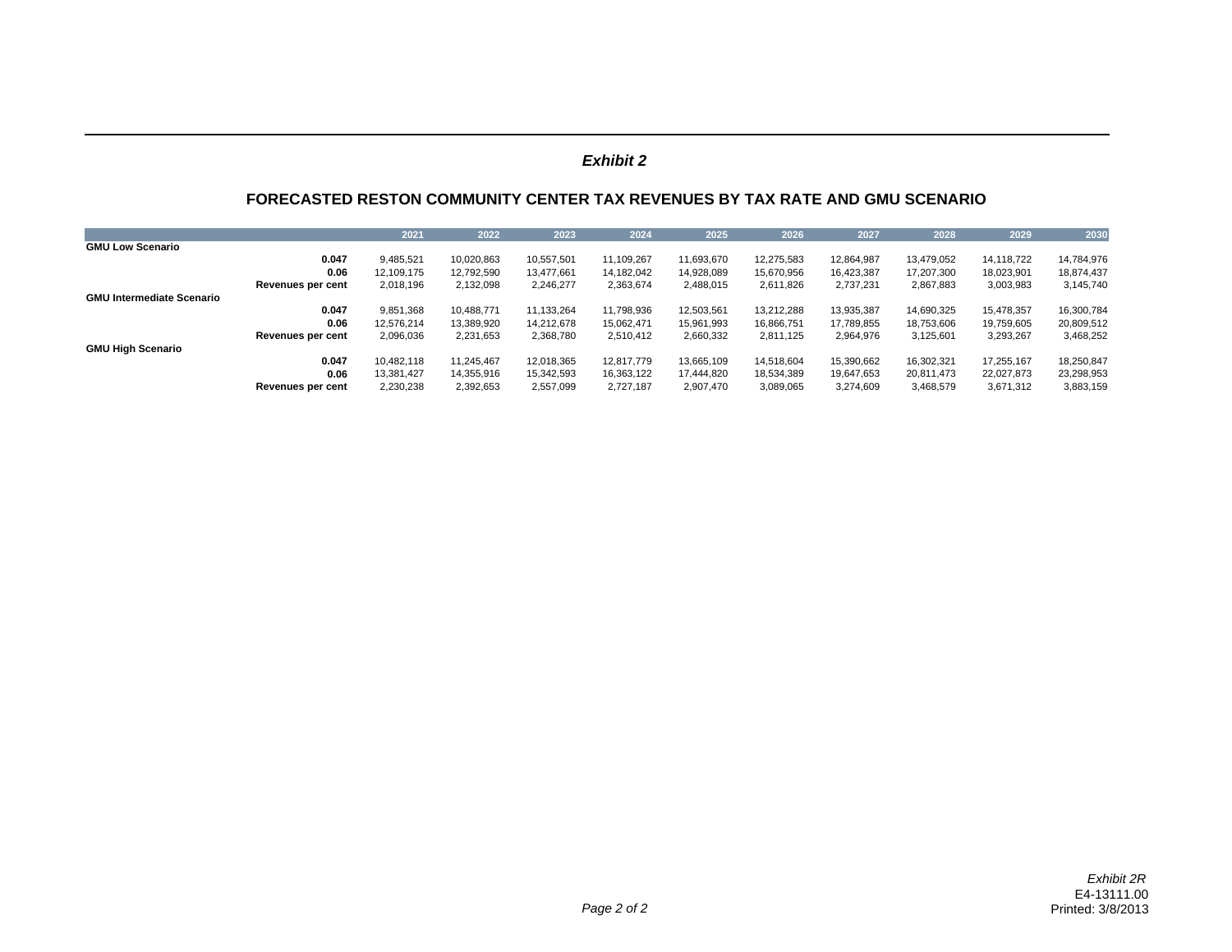*Exhibit 2*

## FORECASTED RESTON COMMUNITY CENTER TAX REVENUES BY TAX RATE AND GMU SCENARIO

| | | 2021 | 2022 | 2023 | 2024 | 2025 | 2026 | 2027 | 2028 | 2029 | 2030 |
|---|---|---|---|---|---|---|---|---|---|---|---|
| **GMU Low Scenario** | | | | | | | | | | | |
| | **0.047** | 9,485,521 | 10,020,863 | 10,557,501 | 11,109,267 | 11,693,670 | 12,275,583 | 12,864,987 | 13,479,052 | 14,118,722 | 14,784,976 |
| | **0.06** | 12,109,175 | 12,792,590 | 13,477,661 | 14,182,042 | 14,928,089 | 15,670,956 | 16,423,387 | 17,207,300 | 18,023,901 | 18,874,437 |
| | **Revenues per cent** | 2,018,196 | 2,132,098 | 2,246,277 | 2,363,674 | 2,488,015 | 2,611,826 | 2,737,231 | 2,867,883 | 3,003,983 | 3,145,740 |
| **GMU Intermediate Scenario** | | | | | | | | | | | |
| | **0.047** | 9,851,368 | 10,488,771 | 11,133,264 | 11,798,936 | 12,503,561 | 13,212,288 | 13,935,387 | 14,690,325 | 15,478,357 | 16,300,784 |
| | **0.06** | 12,576,214 | 13,389,920 | 14,212,678 | 15,062,471 | 15,961,993 | 16,866,751 | 17,789,855 | 18,753,606 | 19,759,605 | 20,809,512 |
| | **Revenues per cent** | 2,096,036 | 2,231,653 | 2,368,780 | 2,510,412 | 2,660,332 | 2,811,125 | 2,964,976 | 3,125,601 | 3,293,267 | 3,468,252 |
| **GMU High Scenario** | | | | | | | | | | | |
| | **0.047** | 10,482,118 | 11,245,467 | 12,018,365 | 12,817,779 | 13,665,109 | 14,518,604 | 15,390,662 | 16,302,321 | 17,255,167 | 18,250,847 |
| | **0.06** | 13,381,427 | 14,355,916 | 15,342,593 | 16,363,122 | 17,444,820 | 18,534,389 | 19,647,653 | 20,811,473 | 22,027,873 | 23,298,953 |
| | **Revenues per cent** | 2,230,238 | 2,392,653 | 2,557,099 | 2,727,187 | 2,907,470 | 3,089,065 | 3,274,609 | 3,468,579 | 3,671,312 | 3,883,159 |

*Exhibit 2R*
E4-13111.00
Printed: 3/8/2013